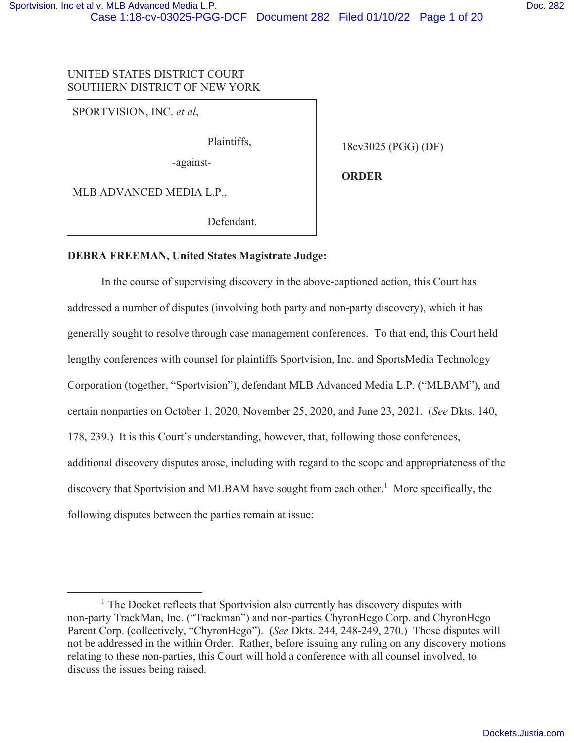UNITED STATES DISTRICT COURT
SOUTHERN DISTRICT OF NEW YORK

| | |
|---|---|
| SPORTVISION, INC. *et al*,<br><br>Plaintiffs,<br><br>-against-<br><br>MLB ADVANCED MEDIA L.P.,<br><br>Defendant. | 18cv3025 (PGG) (DF)<br><br>**ORDER** |

**DEBRA FREEMAN, United States Magistrate Judge:**

In the course of supervising discovery in the above-captioned action, this Court has addressed a number of disputes (involving both party and non-party discovery), which it has generally sought to resolve through case management conferences. To that end, this Court held lengthy conferences with counsel for plaintiffs Sportvision, Inc. and SportsMedia Technology Corporation (together, "Sportvision"), defendant MLB Advanced Media L.P. ("MLBAM"), and certain nonparties on October 1, 2020, November 25, 2020, and June 23, 2021. (*See* Dkts. 140, 178, 239.) It is this Court's understanding, however, that, following those conferences, additional discovery disputes arose, including with regard to the scope and appropriateness of the discovery that Sportvision and MLBAM have sought from each other.[1] More specifically, the following disputes between the parties remain at issue:

[1] The Docket reflects that Sportvision also currently has discovery disputes with non-party TrackMan, Inc. ("Trackman") and non-parties ChyronHego Corp. and ChyronHego Parent Corp. (collectively, "ChyronHego"). (*See* Dkts. 244, 248-249, 270.) Those disputes will not be addressed in the within Order. Rather, before issuing any ruling on any discovery motions relating to these non-parties, this Court will hold a conference with all counsel involved, to discuss the issues being raised.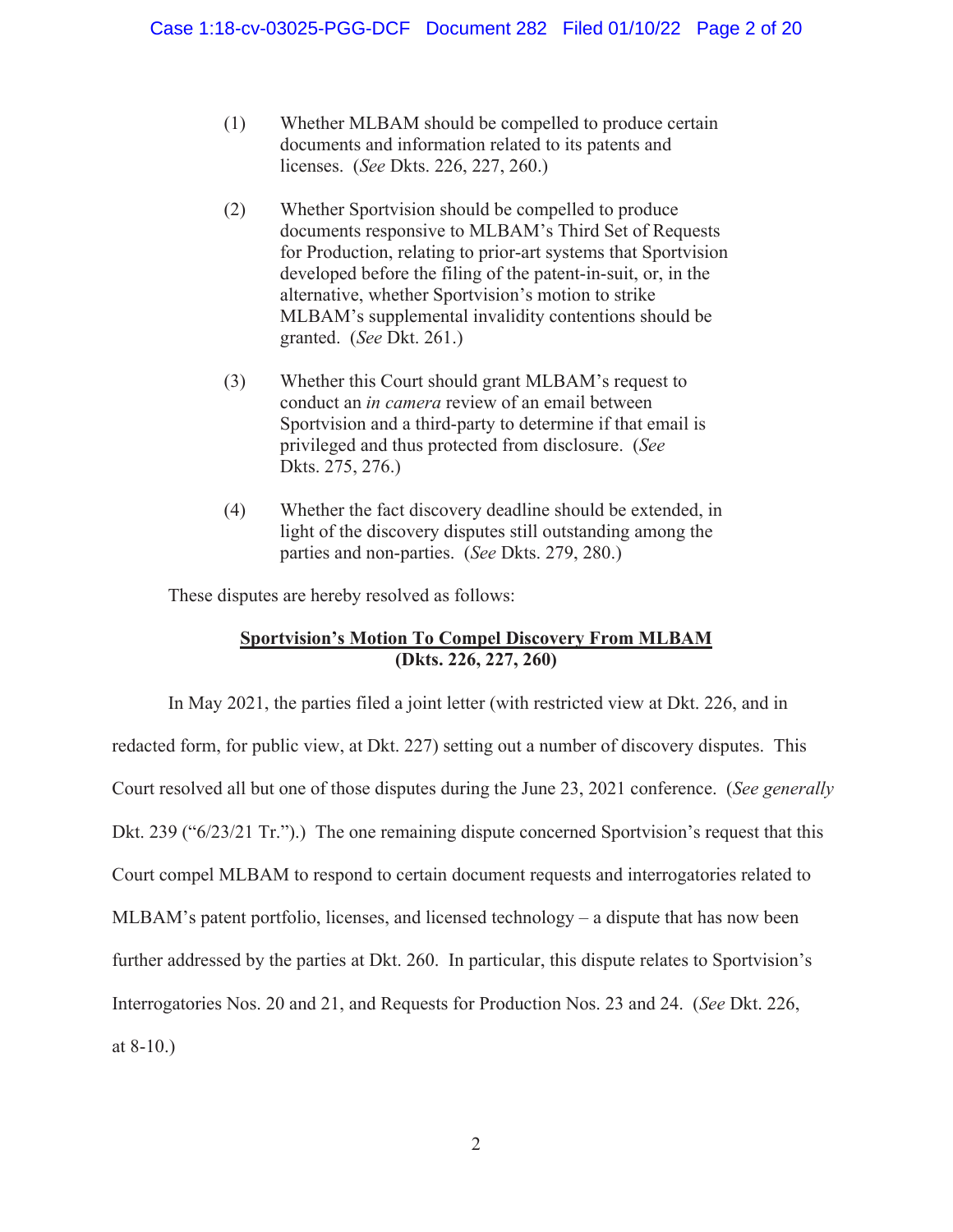(1) Whether MLBAM should be compelled to produce certain documents and information related to its patents and licenses. (*See* Dkts. 226, 227, 260.)

(2) Whether Sportvision should be compelled to produce documents responsive to MLBAM's Third Set of Requests for Production, relating to prior-art systems that Sportvision developed before the filing of the patent-in-suit, or, in the alternative, whether Sportvision's motion to strike MLBAM's supplemental invalidity contentions should be granted. (*See* Dkt. 261.)

(3) Whether this Court should grant MLBAM's request to conduct an *in camera* review of an email between Sportvision and a third-party to determine if that email is privileged and thus protected from disclosure. (*See* Dkts. 275, 276.)

(4) Whether the fact discovery deadline should be extended, in light of the discovery disputes still outstanding among the parties and non-parties. (*See* Dkts. 279, 280.)

These disputes are hereby resolved as follows:

**Sportvision's Motion To Compel Discovery From MLBAM**
**(Dkts. 226, 227, 260)**

In May 2021, the parties filed a joint letter (with restricted view at Dkt. 226, and in redacted form, for public view, at Dkt. 227) setting out a number of discovery disputes. This Court resolved all but one of those disputes during the June 23, 2021 conference. (*See generally* Dkt. 239 ("6/23/21 Tr.").) The one remaining dispute concerned Sportvision's request that this Court compel MLBAM to respond to certain document requests and interrogatories related to MLBAM's patent portfolio, licenses, and licensed technology – a dispute that has now been further addressed by the parties at Dkt. 260. In particular, this dispute relates to Sportvision's Interrogatories Nos. 20 and 21, and Requests for Production Nos. 23 and 24. (*See* Dkt. 226, at 8-10.)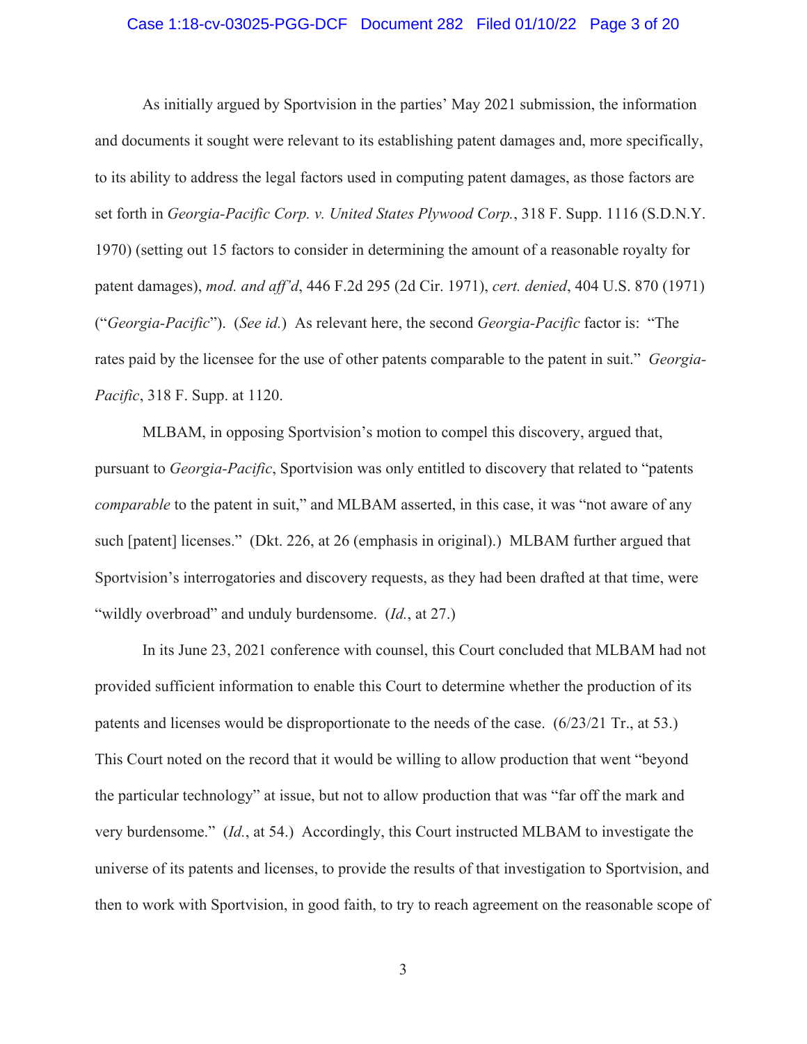As initially argued by Sportvision in the parties' May 2021 submission, the information and documents it sought were relevant to its establishing patent damages and, more specifically, to its ability to address the legal factors used in computing patent damages, as those factors are set forth in *Georgia-Pacific Corp. v. United States Plywood Corp.*, 318 F. Supp. 1116 (S.D.N.Y. 1970) (setting out 15 factors to consider in determining the amount of a reasonable royalty for patent damages), *mod. and aff'd*, 446 F.2d 295 (2d Cir. 1971), *cert. denied*, 404 U.S. 870 (1971) ("*Georgia-Pacific*"). (*See id.*) As relevant here, the second *Georgia-Pacific* factor is: "The rates paid by the licensee for the use of other patents comparable to the patent in suit." *Georgia-Pacific*, 318 F. Supp. at 1120.

MLBAM, in opposing Sportvision's motion to compel this discovery, argued that, pursuant to *Georgia-Pacific*, Sportvision was only entitled to discovery that related to "patents *comparable* to the patent in suit," and MLBAM asserted, in this case, it was "not aware of any such [patent] licenses." (Dkt. 226, at 26 (emphasis in original).) MLBAM further argued that Sportvision's interrogatories and discovery requests, as they had been drafted at that time, were "wildly overbroad" and unduly burdensome. (*Id.*, at 27.)

In its June 23, 2021 conference with counsel, this Court concluded that MLBAM had not provided sufficient information to enable this Court to determine whether the production of its patents and licenses would be disproportionate to the needs of the case. (6/23/21 Tr., at 53.) This Court noted on the record that it would be willing to allow production that went "beyond the particular technology" at issue, but not to allow production that was "far off the mark and very burdensome." (*Id.*, at 54.) Accordingly, this Court instructed MLBAM to investigate the universe of its patents and licenses, to provide the results of that investigation to Sportvision, and then to work with Sportvision, in good faith, to try to reach agreement on the reasonable scope of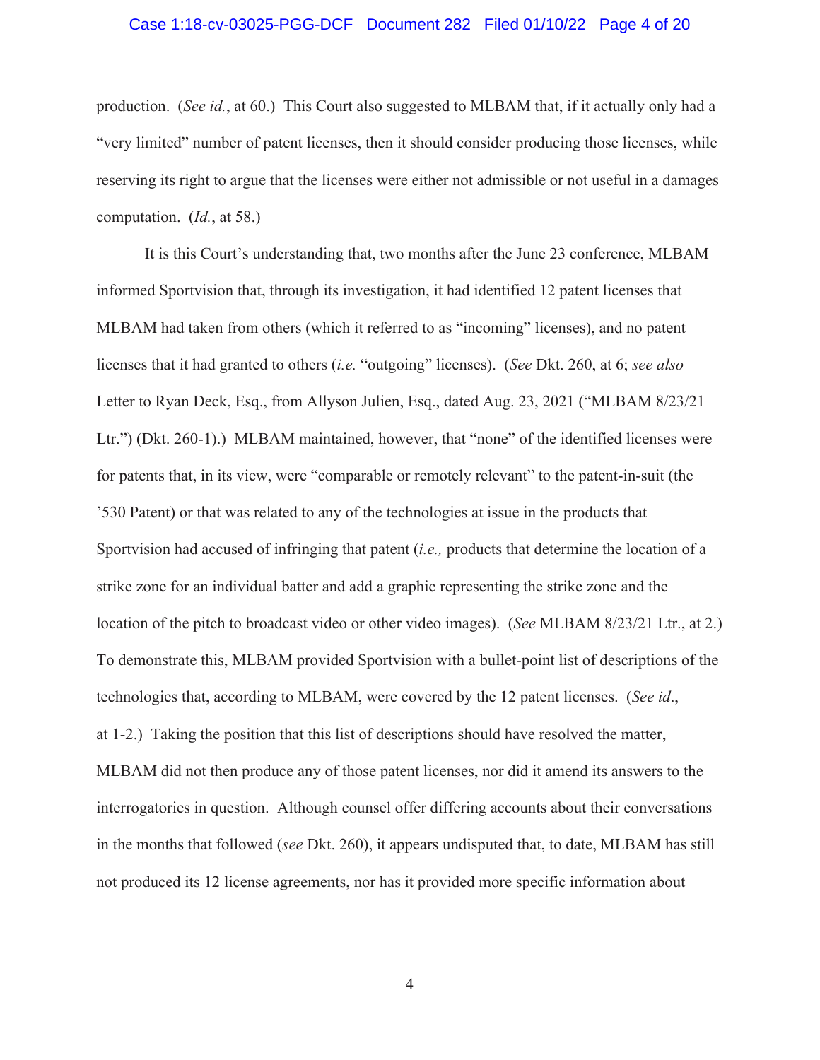production. (*See id.*, at 60.) This Court also suggested to MLBAM that, if it actually only had a "very limited" number of patent licenses, then it should consider producing those licenses, while reserving its right to argue that the licenses were either not admissible or not useful in a damages computation. (*Id.*, at 58.)

It is this Court's understanding that, two months after the June 23 conference, MLBAM informed Sportvision that, through its investigation, it had identified 12 patent licenses that MLBAM had taken from others (which it referred to as "incoming" licenses), and no patent licenses that it had granted to others (*i.e.* "outgoing" licenses). (*See* Dkt. 260, at 6; *see also* Letter to Ryan Deck, Esq., from Allyson Julien, Esq., dated Aug. 23, 2021 ("MLBAM 8/23/21 Ltr.") (Dkt. 260-1).) MLBAM maintained, however, that "none" of the identified licenses were for patents that, in its view, were "comparable or remotely relevant" to the patent-in-suit (the '530 Patent) or that was related to any of the technologies at issue in the products that Sportvision had accused of infringing that patent (*i.e.,* products that determine the location of a strike zone for an individual batter and add a graphic representing the strike zone and the location of the pitch to broadcast video or other video images). (*See* MLBAM 8/23/21 Ltr., at 2.) To demonstrate this, MLBAM provided Sportvision with a bullet-point list of descriptions of the technologies that, according to MLBAM, were covered by the 12 patent licenses. (*See id*., at 1-2.) Taking the position that this list of descriptions should have resolved the matter, MLBAM did not then produce any of those patent licenses, nor did it amend its answers to the interrogatories in question. Although counsel offer differing accounts about their conversations in the months that followed (*see* Dkt. 260), it appears undisputed that, to date, MLBAM has still not produced its 12 license agreements, nor has it provided more specific information about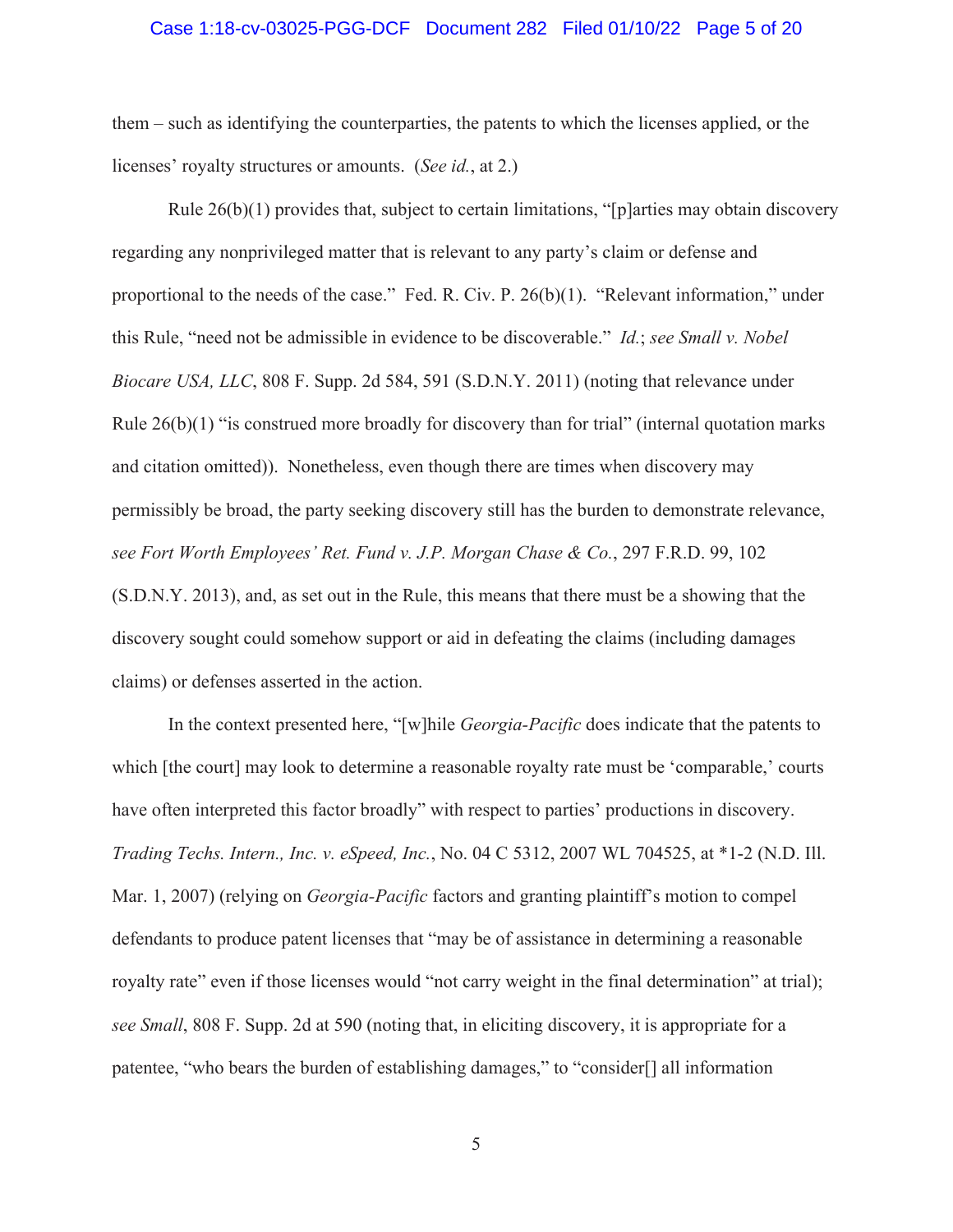them – such as identifying the counterparties, the patents to which the licenses applied, or the licenses' royalty structures or amounts. (*See id.*, at 2.)

Rule 26(b)(1) provides that, subject to certain limitations, "[p]arties may obtain discovery regarding any nonprivileged matter that is relevant to any party's claim or defense and proportional to the needs of the case." Fed. R. Civ. P. 26(b)(1). "Relevant information," under this Rule, "need not be admissible in evidence to be discoverable." *Id.*; *see Small v. Nobel Biocare USA, LLC*, 808 F. Supp. 2d 584, 591 (S.D.N.Y. 2011) (noting that relevance under Rule 26(b)(1) "is construed more broadly for discovery than for trial" (internal quotation marks and citation omitted)). Nonetheless, even though there are times when discovery may permissibly be broad, the party seeking discovery still has the burden to demonstrate relevance, *see Fort Worth Employees' Ret. Fund v. J.P. Morgan Chase & Co.*, 297 F.R.D. 99, 102 (S.D.N.Y. 2013), and, as set out in the Rule, this means that there must be a showing that the discovery sought could somehow support or aid in defeating the claims (including damages claims) or defenses asserted in the action.

In the context presented here, "[w]hile *Georgia-Pacific* does indicate that the patents to which [the court] may look to determine a reasonable royalty rate must be 'comparable,' courts have often interpreted this factor broadly" with respect to parties' productions in discovery. *Trading Techs. Intern., Inc. v. eSpeed, Inc.*, No. 04 C 5312, 2007 WL 704525, at *1-2 (N.D. Ill. Mar. 1, 2007) (relying on *Georgia-Pacific* factors and granting plaintiff's motion to compel defendants to produce patent licenses that "may be of assistance in determining a reasonable royalty rate" even if those licenses would "not carry weight in the final determination" at trial); *see Small*, 808 F. Supp. 2d at 590 (noting that, in eliciting discovery, it is appropriate for a patentee, "who bears the burden of establishing damages," to "consider[] all information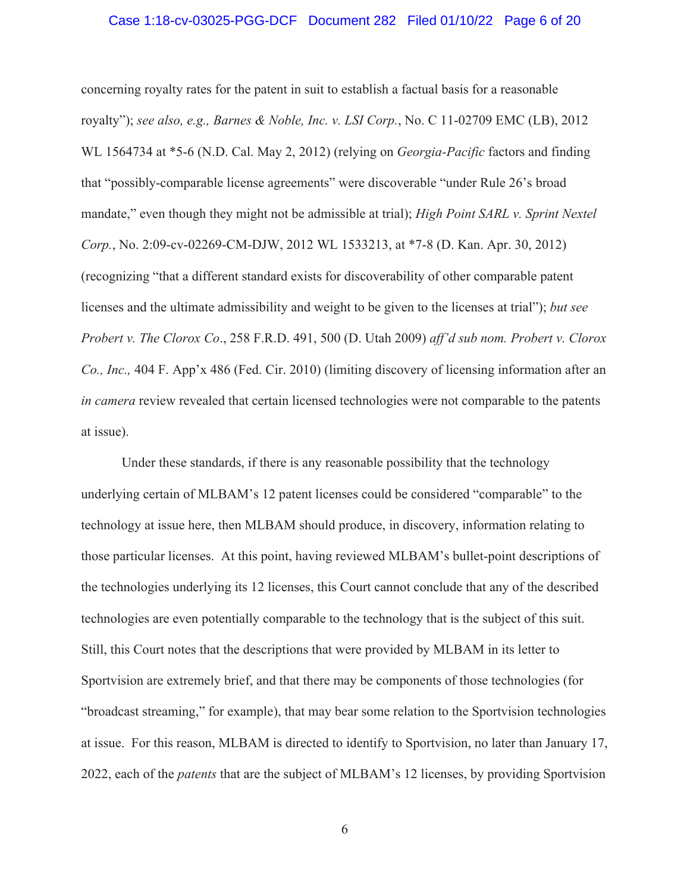concerning royalty rates for the patent in suit to establish a factual basis for a reasonable royalty"); *see also, e.g., Barnes & Noble, Inc. v. LSI Corp.*, No. C 11-02709 EMC (LB), 2012 WL 1564734 at *5-6 (N.D. Cal. May 2, 2012) (relying on *Georgia-Pacific* factors and finding that "possibly-comparable license agreements" were discoverable "under Rule 26's broad mandate," even though they might not be admissible at trial); *High Point SARL v. Sprint Nextel Corp.*, No. 2:09-cv-02269-CM-DJW, 2012 WL 1533213, at *7-8 (D. Kan. Apr. 30, 2012) (recognizing "that a different standard exists for discoverability of other comparable patent licenses and the ultimate admissibility and weight to be given to the licenses at trial"); *but see Probert v. The Clorox Co*., 258 F.R.D. 491, 500 (D. Utah 2009) *aff'd sub nom. Probert v. Clorox Co., Inc.,* 404 F. App'x 486 (Fed. Cir. 2010) (limiting discovery of licensing information after an *in camera* review revealed that certain licensed technologies were not comparable to the patents at issue).

Under these standards, if there is any reasonable possibility that the technology underlying certain of MLBAM's 12 patent licenses could be considered "comparable" to the technology at issue here, then MLBAM should produce, in discovery, information relating to those particular licenses. At this point, having reviewed MLBAM's bullet-point descriptions of the technologies underlying its 12 licenses, this Court cannot conclude that any of the described technologies are even potentially comparable to the technology that is the subject of this suit. Still, this Court notes that the descriptions that were provided by MLBAM in its letter to Sportvision are extremely brief, and that there may be components of those technologies (for "broadcast streaming," for example), that may bear some relation to the Sportvision technologies at issue. For this reason, MLBAM is directed to identify to Sportvision, no later than January 17, 2022, each of the *patents* that are the subject of MLBAM's 12 licenses, by providing Sportvision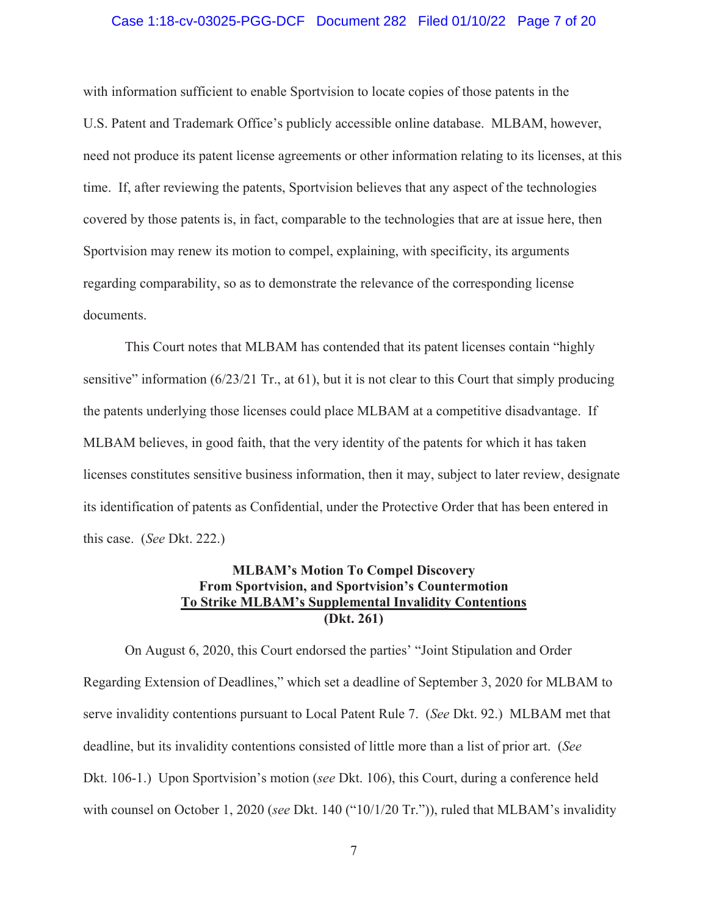with information sufficient to enable Sportvision to locate copies of those patents in the U.S. Patent and Trademark Office's publicly accessible online database. MLBAM, however, need not produce its patent license agreements or other information relating to its licenses, at this time. If, after reviewing the patents, Sportvision believes that any aspect of the technologies covered by those patents is, in fact, comparable to the technologies that are at issue here, then Sportvision may renew its motion to compel, explaining, with specificity, its arguments regarding comparability, so as to demonstrate the relevance of the corresponding license documents.

This Court notes that MLBAM has contended that its patent licenses contain "highly sensitive" information (6/23/21 Tr., at 61), but it is not clear to this Court that simply producing the patents underlying those licenses could place MLBAM at a competitive disadvantage. If MLBAM believes, in good faith, that the very identity of the patents for which it has taken licenses constitutes sensitive business information, then it may, subject to later review, designate its identification of patents as Confidential, under the Protective Order that has been entered in this case. (*See* Dkt. 222.)

**MLBAM's Motion To Compel Discovery**
**From Sportvision, and Sportvision's Countermotion**
**<u>To Strike MLBAM's Supplemental Invalidity Contentions</u>**
**(Dkt. 261)**

On August 6, 2020, this Court endorsed the parties' "Joint Stipulation and Order Regarding Extension of Deadlines," which set a deadline of September 3, 2020 for MLBAM to serve invalidity contentions pursuant to Local Patent Rule 7. (*See* Dkt. 92.) MLBAM met that deadline, but its invalidity contentions consisted of little more than a list of prior art. (*See* Dkt. 106-1.) Upon Sportvision's motion (*see* Dkt. 106), this Court, during a conference held with counsel on October 1, 2020 (*see* Dkt. 140 ("10/1/20 Tr.")), ruled that MLBAM's invalidity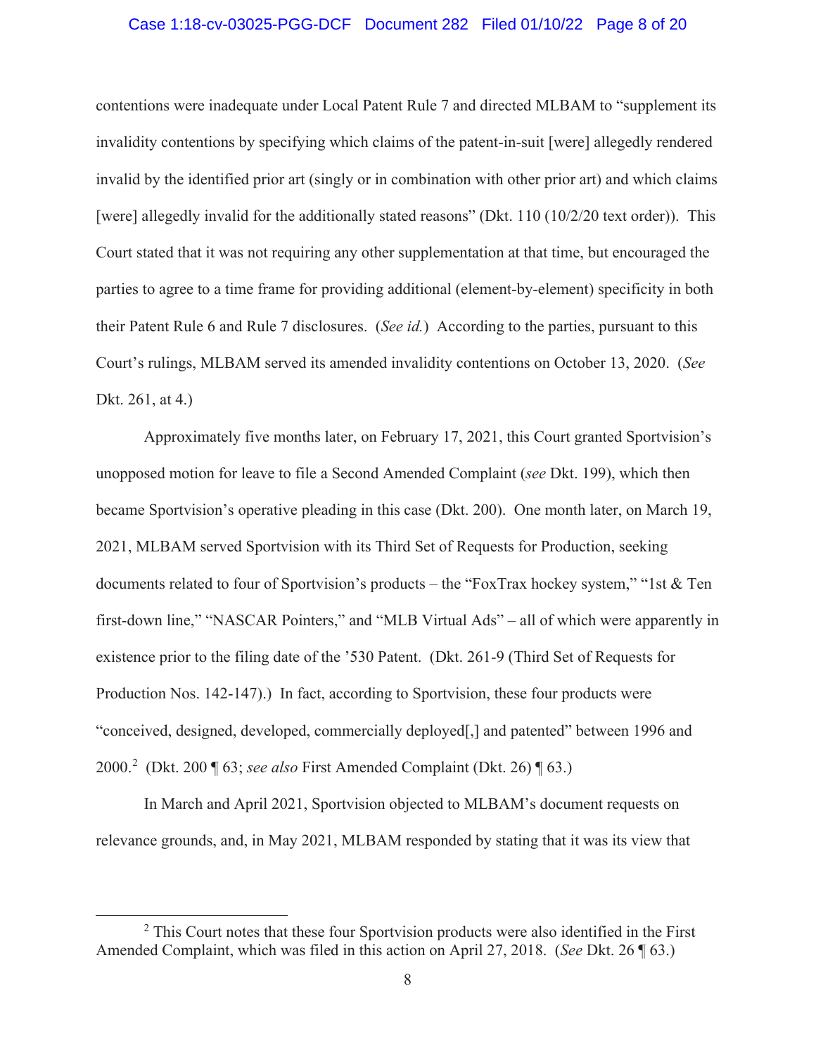contentions were inadequate under Local Patent Rule 7 and directed MLBAM to "supplement its invalidity contentions by specifying which claims of the patent-in-suit [were] allegedly rendered invalid by the identified prior art (singly or in combination with other prior art) and which claims [were] allegedly invalid for the additionally stated reasons" (Dkt. 110 (10/2/20 text order)). This Court stated that it was not requiring any other supplementation at that time, but encouraged the parties to agree to a time frame for providing additional (element-by-element) specificity in both their Patent Rule 6 and Rule 7 disclosures. (*See id.*) According to the parties, pursuant to this Court's rulings, MLBAM served its amended invalidity contentions on October 13, 2020. (*See* Dkt. 261, at 4.)

Approximately five months later, on February 17, 2021, this Court granted Sportvision's unopposed motion for leave to file a Second Amended Complaint (*see* Dkt. 199), which then became Sportvision's operative pleading in this case (Dkt. 200). One month later, on March 19, 2021, MLBAM served Sportvision with its Third Set of Requests for Production, seeking documents related to four of Sportvision's products – the "FoxTrax hockey system," "1st & Ten first-down line," "NASCAR Pointers," and "MLB Virtual Ads" – all of which were apparently in existence prior to the filing date of the '530 Patent. (Dkt. 261-9 (Third Set of Requests for Production Nos. 142-147).) In fact, according to Sportvision, these four products were "conceived, designed, developed, commercially deployed[,] and patented" between 1996 and 2000.[2] (Dkt. 200 ¶ 63; *see also* First Amended Complaint (Dkt. 26) ¶ 63.)

In March and April 2021, Sportvision objected to MLBAM's document requests on relevance grounds, and, in May 2021, MLBAM responded by stating that it was its view that

[2] This Court notes that these four Sportvision products were also identified in the First Amended Complaint, which was filed in this action on April 27, 2018. (*See* Dkt. 26 ¶ 63.)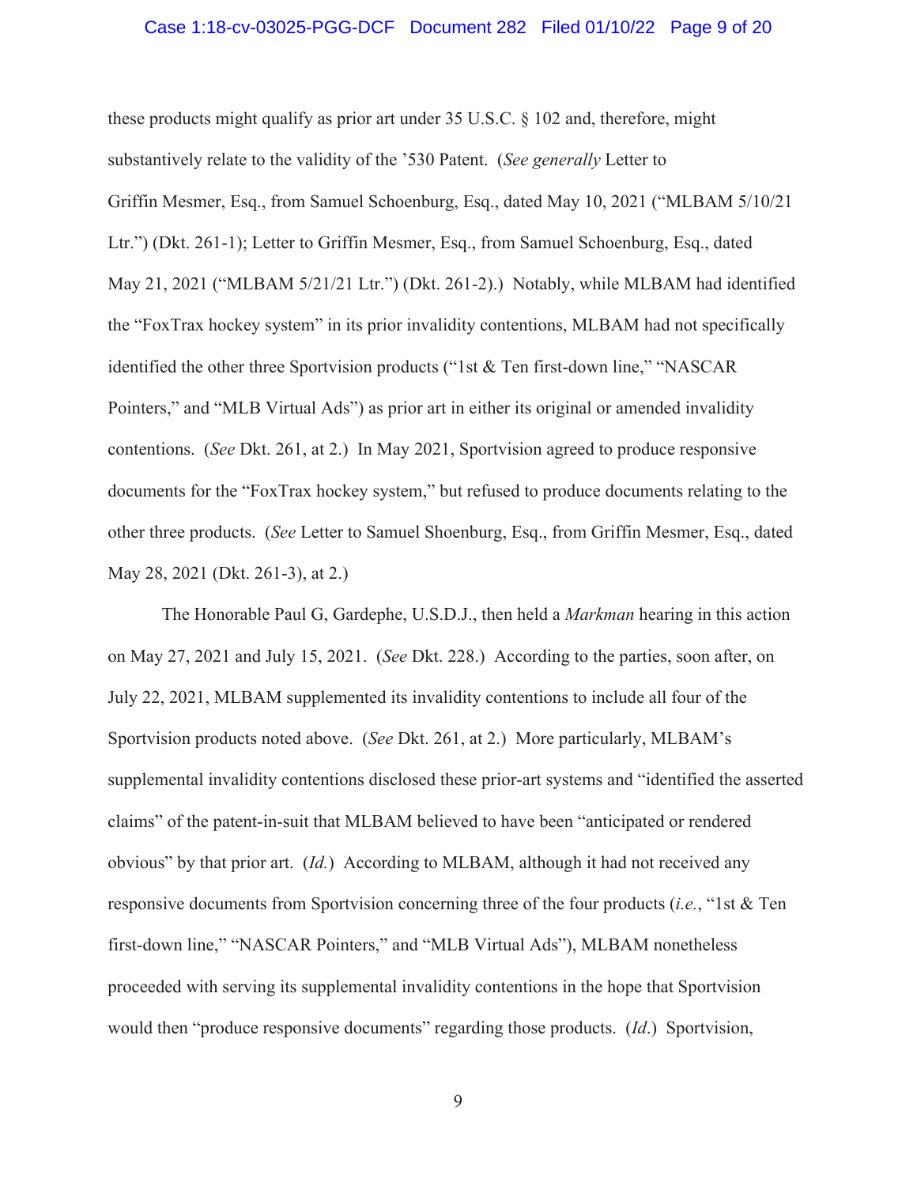these products might qualify as prior art under 35 U.S.C. § 102 and, therefore, might substantively relate to the validity of the '530 Patent. (*See generally* Letter to Griffin Mesmer, Esq., from Samuel Schoenburg, Esq., dated May 10, 2021 ("MLBAM 5/10/21 Ltr.") (Dkt. 261-1); Letter to Griffin Mesmer, Esq., from Samuel Schoenburg, Esq., dated May 21, 2021 ("MLBAM 5/21/21 Ltr.") (Dkt. 261-2).) Notably, while MLBAM had identified the "FoxTrax hockey system" in its prior invalidity contentions, MLBAM had not specifically identified the other three Sportvision products ("1st & Ten first-down line," "NASCAR Pointers," and "MLB Virtual Ads") as prior art in either its original or amended invalidity contentions. (*See* Dkt. 261, at 2.) In May 2021, Sportvision agreed to produce responsive documents for the "FoxTrax hockey system," but refused to produce documents relating to the other three products. (*See* Letter to Samuel Shoenburg, Esq., from Griffin Mesmer, Esq., dated May 28, 2021 (Dkt. 261-3), at 2.)

The Honorable Paul G, Gardephe, U.S.D.J., then held a *Markman* hearing in this action on May 27, 2021 and July 15, 2021. (*See* Dkt. 228.) According to the parties, soon after, on July 22, 2021, MLBAM supplemented its invalidity contentions to include all four of the Sportvision products noted above. (*See* Dkt. 261, at 2.) More particularly, MLBAM's supplemental invalidity contentions disclosed these prior-art systems and "identified the asserted claims" of the patent-in-suit that MLBAM believed to have been "anticipated or rendered obvious" by that prior art. (*Id.*) According to MLBAM, although it had not received any responsive documents from Sportvision concerning three of the four products (*i.e.*, "1st & Ten first-down line," "NASCAR Pointers," and "MLB Virtual Ads"), MLBAM nonetheless proceeded with serving its supplemental invalidity contentions in the hope that Sportvision would then "produce responsive documents" regarding those products. (*Id.*) Sportvision,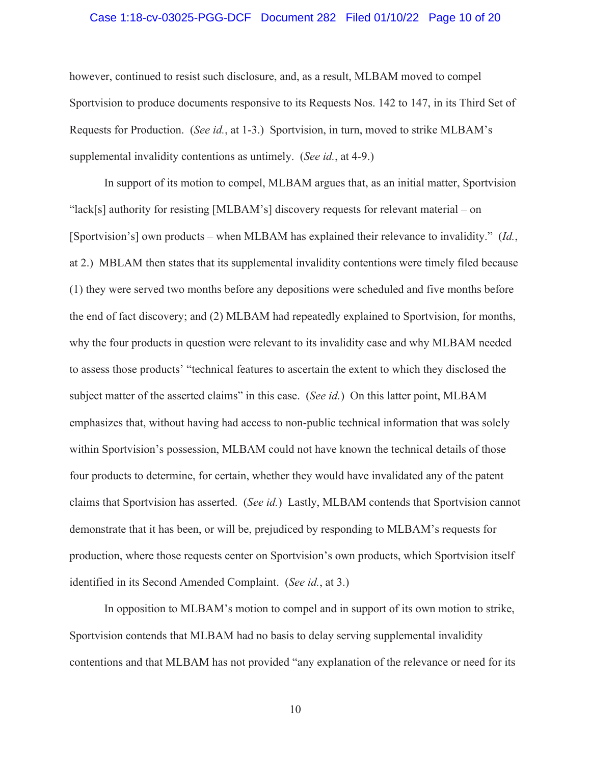however, continued to resist such disclosure, and, as a result, MLBAM moved to compel Sportvision to produce documents responsive to its Requests Nos. 142 to 147, in its Third Set of Requests for Production. (*See id.*, at 1-3.) Sportvision, in turn, moved to strike MLBAM's supplemental invalidity contentions as untimely. (*See id.*, at 4-9.)

In support of its motion to compel, MLBAM argues that, as an initial matter, Sportvision "lack[s] authority for resisting [MLBAM's] discovery requests for relevant material – on [Sportvision's] own products – when MLBAM has explained their relevance to invalidity." (*Id.*, at 2.) MBLAM then states that its supplemental invalidity contentions were timely filed because (1) they were served two months before any depositions were scheduled and five months before the end of fact discovery; and (2) MLBAM had repeatedly explained to Sportvision, for months, why the four products in question were relevant to its invalidity case and why MLBAM needed to assess those products' "technical features to ascertain the extent to which they disclosed the subject matter of the asserted claims" in this case. (*See id.*) On this latter point, MLBAM emphasizes that, without having had access to non-public technical information that was solely within Sportvision's possession, MLBAM could not have known the technical details of those four products to determine, for certain, whether they would have invalidated any of the patent claims that Sportvision has asserted. (*See id.*) Lastly, MLBAM contends that Sportvision cannot demonstrate that it has been, or will be, prejudiced by responding to MLBAM's requests for production, where those requests center on Sportvision's own products, which Sportvision itself identified in its Second Amended Complaint. (*See id.*, at 3.)

In opposition to MLBAM's motion to compel and in support of its own motion to strike, Sportvision contends that MLBAM had no basis to delay serving supplemental invalidity contentions and that MLBAM has not provided "any explanation of the relevance or need for its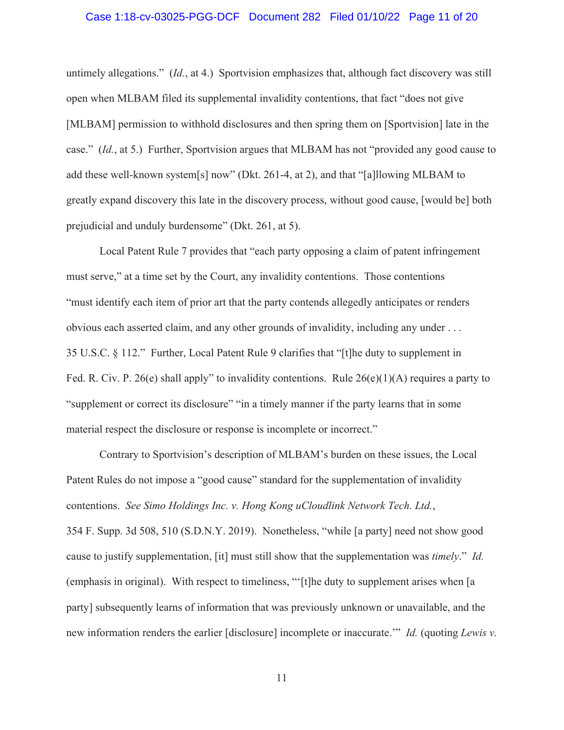untimely allegations." (*Id.*, at 4.) Sportvision emphasizes that, although fact discovery was still open when MLBAM filed its supplemental invalidity contentions, that fact "does not give [MLBAM] permission to withhold disclosures and then spring them on [Sportvision] late in the case." (*Id.*, at 5.) Further, Sportvision argues that MLBAM has not "provided any good cause to add these well-known system[s] now" (Dkt. 261-4, at 2), and that "[a]llowing MLBAM to greatly expand discovery this late in the discovery process, without good cause, [would be] both prejudicial and unduly burdensome" (Dkt. 261, at 5).

Local Patent Rule 7 provides that "each party opposing a claim of patent infringement must serve," at a time set by the Court, any invalidity contentions. Those contentions "must identify each item of prior art that the party contends allegedly anticipates or renders obvious each asserted claim, and any other grounds of invalidity, including any under . . . 35 U.S.C. § 112." Further, Local Patent Rule 9 clarifies that "[t]he duty to supplement in Fed. R. Civ. P. 26(e) shall apply" to invalidity contentions. Rule 26(e)(1)(A) requires a party to "supplement or correct its disclosure" "in a timely manner if the party learns that in some material respect the disclosure or response is incomplete or incorrect."

Contrary to Sportvision's description of MLBAM's burden on these issues, the Local Patent Rules do not impose a "good cause" standard for the supplementation of invalidity contentions. *See Simo Holdings Inc. v. Hong Kong uCloudlink Network Tech. Ltd.*, 354 F. Supp. 3d 508, 510 (S.D.N.Y. 2019). Nonetheless, "while [a party] need not show good cause to justify supplementation, [it] must still show that the supplementation was *timely*." *Id.* (emphasis in original). With respect to timeliness, "'[t]he duty to supplement arises when [a party] subsequently learns of information that was previously unknown or unavailable, and the new information renders the earlier [disclosure] incomplete or inaccurate.'" *Id.* (quoting *Lewis v.*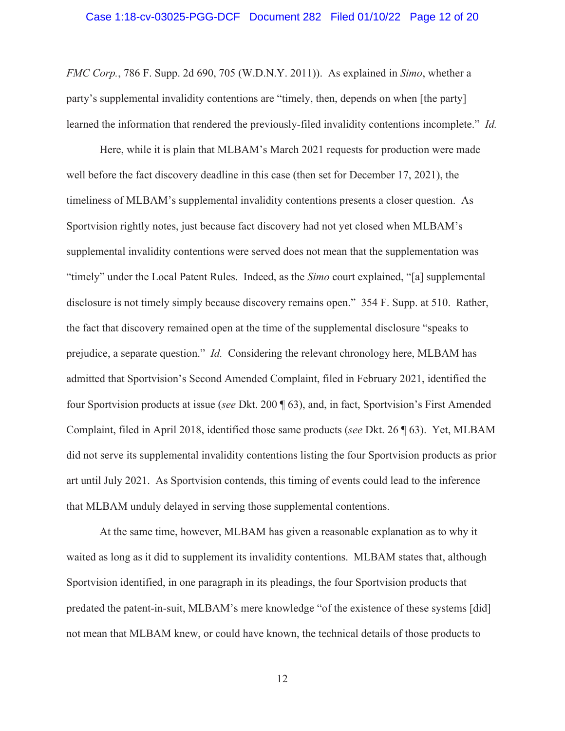*FMC Corp.*, 786 F. Supp. 2d 690, 705 (W.D.N.Y. 2011)). As explained in *Simo*, whether a party's supplemental invalidity contentions are "timely, then, depends on when [the party] learned the information that rendered the previously-filed invalidity contentions incomplete." *Id.*

Here, while it is plain that MLBAM's March 2021 requests for production were made well before the fact discovery deadline in this case (then set for December 17, 2021), the timeliness of MLBAM's supplemental invalidity contentions presents a closer question. As Sportvision rightly notes, just because fact discovery had not yet closed when MLBAM's supplemental invalidity contentions were served does not mean that the supplementation was "timely" under the Local Patent Rules. Indeed, as the *Simo* court explained, "[a] supplemental disclosure is not timely simply because discovery remains open." 354 F. Supp. at 510. Rather, the fact that discovery remained open at the time of the supplemental disclosure "speaks to prejudice, a separate question." *Id.* Considering the relevant chronology here, MLBAM has admitted that Sportvision's Second Amended Complaint, filed in February 2021, identified the four Sportvision products at issue (*see* Dkt. 200 ¶ 63), and, in fact, Sportvision's First Amended Complaint, filed in April 2018, identified those same products (*see* Dkt. 26 ¶ 63). Yet, MLBAM did not serve its supplemental invalidity contentions listing the four Sportvision products as prior art until July 2021. As Sportvision contends, this timing of events could lead to the inference that MLBAM unduly delayed in serving those supplemental contentions.

At the same time, however, MLBAM has given a reasonable explanation as to why it waited as long as it did to supplement its invalidity contentions. MLBAM states that, although Sportvision identified, in one paragraph in its pleadings, the four Sportvision products that predated the patent-in-suit, MLBAM's mere knowledge "of the existence of these systems [did] not mean that MLBAM knew, or could have known, the technical details of those products to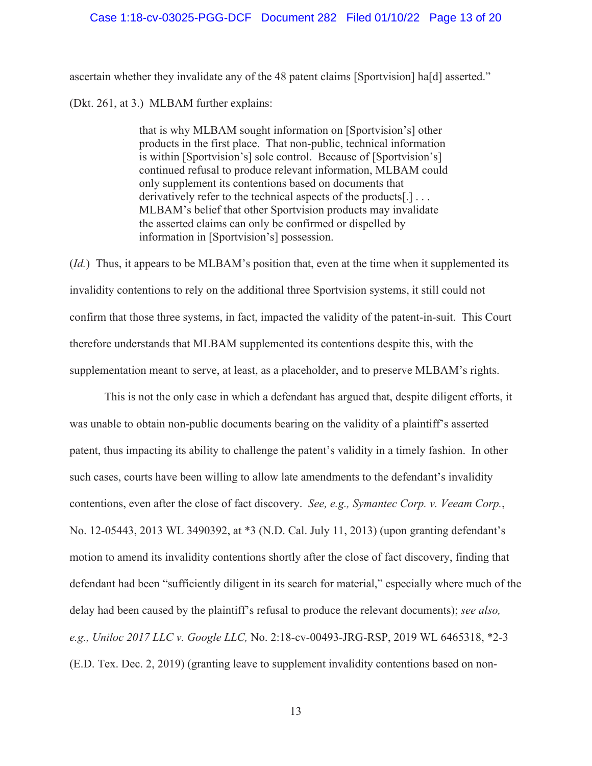ascertain whether they invalidate any of the 48 patent claims [Sportvision] ha[d] asserted." (Dkt. 261, at 3.) MLBAM further explains:

> that is why MLBAM sought information on [Sportvision's] other products in the first place. That non-public, technical information is within [Sportvision's] sole control. Because of [Sportvision's] continued refusal to produce relevant information, MLBAM could only supplement its contentions based on documents that derivatively refer to the technical aspects of the products[.] . . . MLBAM's belief that other Sportvision products may invalidate the asserted claims can only be confirmed or dispelled by information in [Sportvision's] possession.

(*Id.*) Thus, it appears to be MLBAM's position that, even at the time when it supplemented its invalidity contentions to rely on the additional three Sportvision systems, it still could not confirm that those three systems, in fact, impacted the validity of the patent-in-suit. This Court therefore understands that MLBAM supplemented its contentions despite this, with the supplementation meant to serve, at least, as a placeholder, and to preserve MLBAM's rights.

This is not the only case in which a defendant has argued that, despite diligent efforts, it was unable to obtain non-public documents bearing on the validity of a plaintiff's asserted patent, thus impacting its ability to challenge the patent's validity in a timely fashion. In other such cases, courts have been willing to allow late amendments to the defendant's invalidity contentions, even after the close of fact discovery. *See, e.g., Symantec Corp. v. Veeam Corp.*, No. 12-05443, 2013 WL 3490392, at *3 (N.D. Cal. July 11, 2013) (upon granting defendant's motion to amend its invalidity contentions shortly after the close of fact discovery, finding that defendant had been "sufficiently diligent in its search for material," especially where much of the delay had been caused by the plaintiff's refusal to produce the relevant documents); *see also, e.g., Uniloc 2017 LLC v. Google LLC,* No. 2:18-cv-00493-JRG-RSP, 2019 WL 6465318, *2-3 (E.D. Tex. Dec. 2, 2019) (granting leave to supplement invalidity contentions based on non-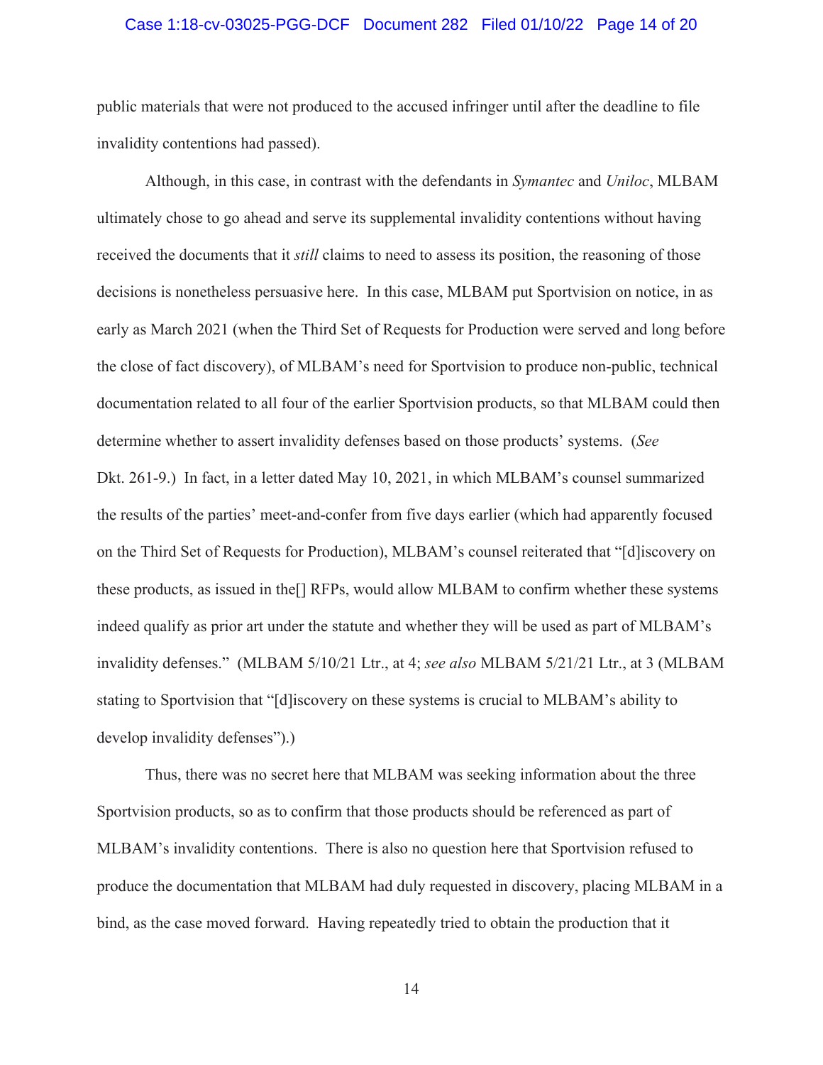public materials that were not produced to the accused infringer until after the deadline to file invalidity contentions had passed).

Although, in this case, in contrast with the defendants in *Symantec* and *Uniloc*, MLBAM ultimately chose to go ahead and serve its supplemental invalidity contentions without having received the documents that it *still* claims to need to assess its position, the reasoning of those decisions is nonetheless persuasive here. In this case, MLBAM put Sportvision on notice, in as early as March 2021 (when the Third Set of Requests for Production were served and long before the close of fact discovery), of MLBAM's need for Sportvision to produce non-public, technical documentation related to all four of the earlier Sportvision products, so that MLBAM could then determine whether to assert invalidity defenses based on those products' systems. (*See* Dkt. 261-9.) In fact, in a letter dated May 10, 2021, in which MLBAM's counsel summarized the results of the parties' meet-and-confer from five days earlier (which had apparently focused on the Third Set of Requests for Production), MLBAM's counsel reiterated that "[d]iscovery on these products, as issued in the[] RFPs, would allow MLBAM to confirm whether these systems indeed qualify as prior art under the statute and whether they will be used as part of MLBAM's invalidity defenses." (MLBAM 5/10/21 Ltr., at 4; *see also* MLBAM 5/21/21 Ltr., at 3 (MLBAM stating to Sportvision that "[d]iscovery on these systems is crucial to MLBAM's ability to develop invalidity defenses").)

Thus, there was no secret here that MLBAM was seeking information about the three Sportvision products, so as to confirm that those products should be referenced as part of MLBAM's invalidity contentions. There is also no question here that Sportvision refused to produce the documentation that MLBAM had duly requested in discovery, placing MLBAM in a bind, as the case moved forward. Having repeatedly tried to obtain the production that it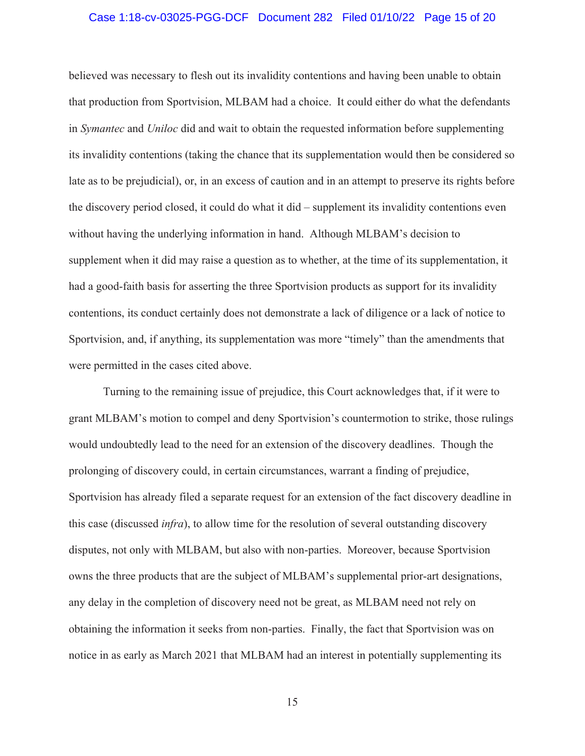believed was necessary to flesh out its invalidity contentions and having been unable to obtain that production from Sportvision, MLBAM had a choice. It could either do what the defendants in *Symantec* and *Uniloc* did and wait to obtain the requested information before supplementing its invalidity contentions (taking the chance that its supplementation would then be considered so late as to be prejudicial), or, in an excess of caution and in an attempt to preserve its rights before the discovery period closed, it could do what it did – supplement its invalidity contentions even without having the underlying information in hand. Although MLBAM's decision to supplement when it did may raise a question as to whether, at the time of its supplementation, it had a good-faith basis for asserting the three Sportvision products as support for its invalidity contentions, its conduct certainly does not demonstrate a lack of diligence or a lack of notice to Sportvision, and, if anything, its supplementation was more "timely" than the amendments that were permitted in the cases cited above.

Turning to the remaining issue of prejudice, this Court acknowledges that, if it were to grant MLBAM's motion to compel and deny Sportvision's countermotion to strike, those rulings would undoubtedly lead to the need for an extension of the discovery deadlines. Though the prolonging of discovery could, in certain circumstances, warrant a finding of prejudice, Sportvision has already filed a separate request for an extension of the fact discovery deadline in this case (discussed *infra*), to allow time for the resolution of several outstanding discovery disputes, not only with MLBAM, but also with non-parties. Moreover, because Sportvision owns the three products that are the subject of MLBAM's supplemental prior-art designations, any delay in the completion of discovery need not be great, as MLBAM need not rely on obtaining the information it seeks from non-parties. Finally, the fact that Sportvision was on notice in as early as March 2021 that MLBAM had an interest in potentially supplementing its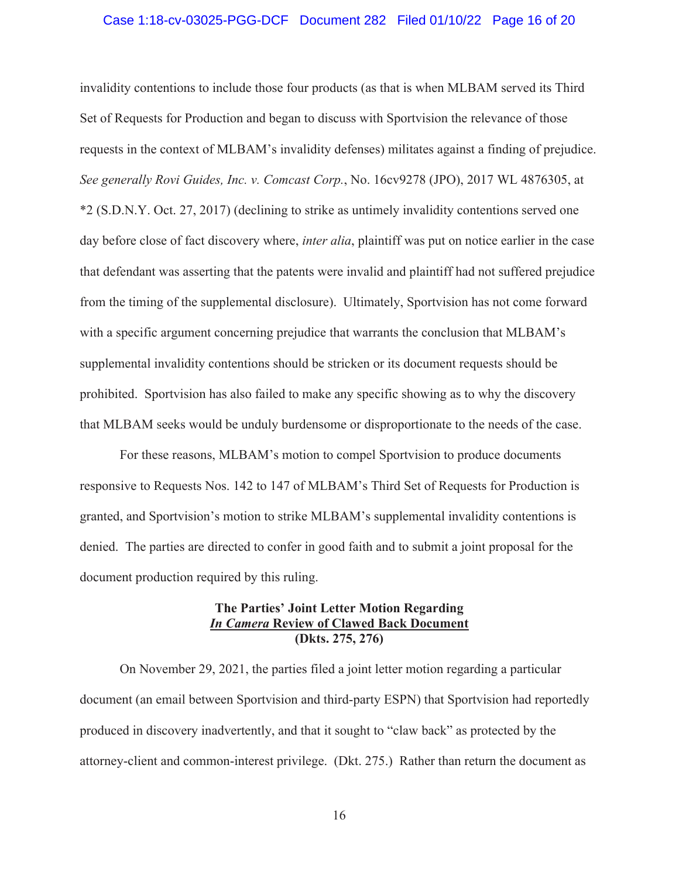invalidity contentions to include those four products (as that is when MLBAM served its Third Set of Requests for Production and began to discuss with Sportvision the relevance of those requests in the context of MLBAM's invalidity defenses) militates against a finding of prejudice. *See generally Rovi Guides, Inc. v. Comcast Corp.*, No. 16cv9278 (JPO), 2017 WL 4876305, at *2 (S.D.N.Y. Oct. 27, 2017) (declining to strike as untimely invalidity contentions served one day before close of fact discovery where, *inter alia*, plaintiff was put on notice earlier in the case that defendant was asserting that the patents were invalid and plaintiff had not suffered prejudice from the timing of the supplemental disclosure). Ultimately, Sportvision has not come forward with a specific argument concerning prejudice that warrants the conclusion that MLBAM's supplemental invalidity contentions should be stricken or its document requests should be prohibited. Sportvision has also failed to make any specific showing as to why the discovery that MLBAM seeks would be unduly burdensome or disproportionate to the needs of the case.

For these reasons, MLBAM's motion to compel Sportvision to produce documents responsive to Requests Nos. 142 to 147 of MLBAM's Third Set of Requests for Production is granted, and Sportvision's motion to strike MLBAM's supplemental invalidity contentions is denied. The parties are directed to confer in good faith and to submit a joint proposal for the document production required by this ruling.

**The Parties' Joint Letter Motion Regarding**
***In Camera* Review of Clawed Back Document**
**(Dkts. 275, 276)**

On November 29, 2021, the parties filed a joint letter motion regarding a particular document (an email between Sportvision and third-party ESPN) that Sportvision had reportedly produced in discovery inadvertently, and that it sought to "claw back" as protected by the attorney-client and common-interest privilege. (Dkt. 275.) Rather than return the document as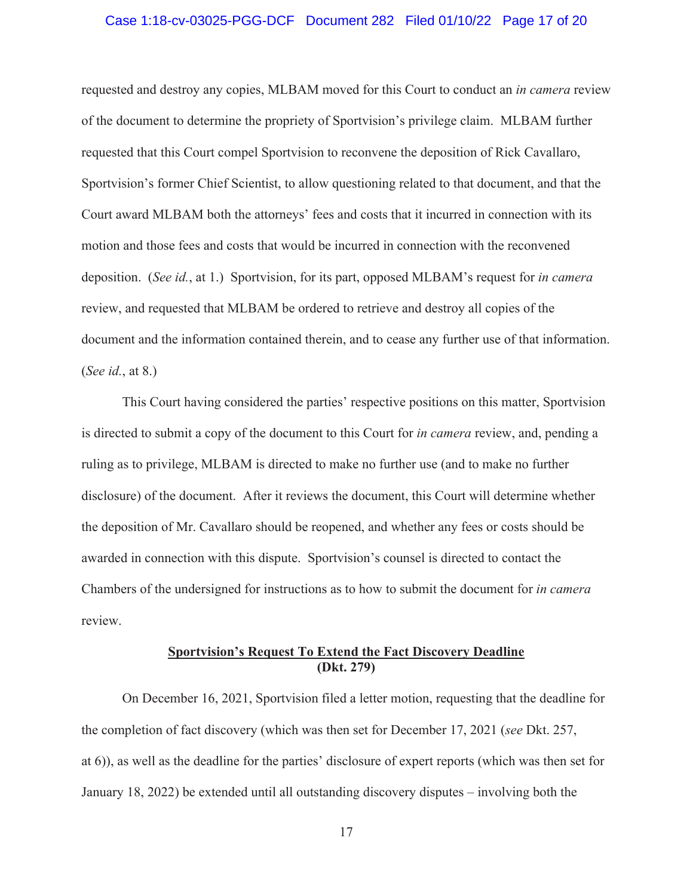requested and destroy any copies, MLBAM moved for this Court to conduct an *in camera* review of the document to determine the propriety of Sportvision's privilege claim. MLBAM further requested that this Court compel Sportvision to reconvene the deposition of Rick Cavallaro, Sportvision's former Chief Scientist, to allow questioning related to that document, and that the Court award MLBAM both the attorneys' fees and costs that it incurred in connection with its motion and those fees and costs that would be incurred in connection with the reconvened deposition. (*See id.*, at 1.) Sportvision, for its part, opposed MLBAM's request for *in camera* review, and requested that MLBAM be ordered to retrieve and destroy all copies of the document and the information contained therein, and to cease any further use of that information. (*See id.*, at 8.)

This Court having considered the parties' respective positions on this matter, Sportvision is directed to submit a copy of the document to this Court for *in camera* review, and, pending a ruling as to privilege, MLBAM is directed to make no further use (and to make no further disclosure) of the document. After it reviews the document, this Court will determine whether the deposition of Mr. Cavallaro should be reopened, and whether any fees or costs should be awarded in connection with this dispute. Sportvision's counsel is directed to contact the Chambers of the undersigned for instructions as to how to submit the document for *in camera* review.

**Sportvision's Request To Extend the Fact Discovery Deadline**
**(Dkt. 279)**

On December 16, 2021, Sportvision filed a letter motion, requesting that the deadline for the completion of fact discovery (which was then set for December 17, 2021 (*see* Dkt. 257, at 6)), as well as the deadline for the parties' disclosure of expert reports (which was then set for January 18, 2022) be extended until all outstanding discovery disputes – involving both the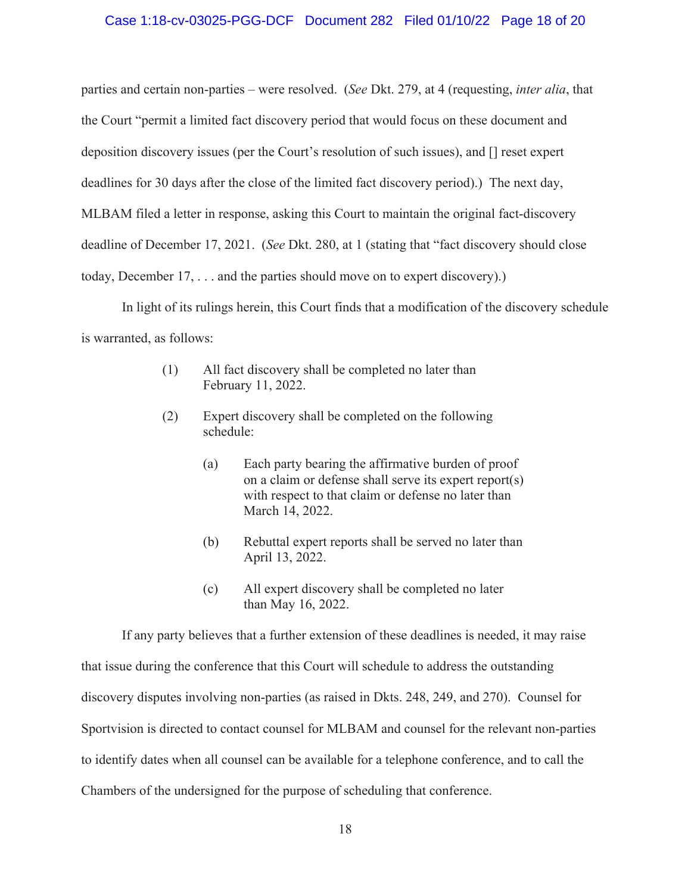parties and certain non-parties – were resolved. (*See* Dkt. 279, at 4 (requesting, *inter alia*, that the Court "permit a limited fact discovery period that would focus on these document and deposition discovery issues (per the Court's resolution of such issues), and [] reset expert deadlines for 30 days after the close of the limited fact discovery period).) The next day, MLBAM filed a letter in response, asking this Court to maintain the original fact-discovery deadline of December 17, 2021. (*See* Dkt. 280, at 1 (stating that "fact discovery should close today, December 17, . . . and the parties should move on to expert discovery).)

In light of its rulings herein, this Court finds that a modification of the discovery schedule is warranted, as follows:

(1) All fact discovery shall be completed no later than February 11, 2022.

(2) Expert discovery shall be completed on the following schedule:

(a) Each party bearing the affirmative burden of proof on a claim or defense shall serve its expert report(s) with respect to that claim or defense no later than March 14, 2022.

(b) Rebuttal expert reports shall be served no later than April 13, 2022.

(c) All expert discovery shall be completed no later than May 16, 2022.

If any party believes that a further extension of these deadlines is needed, it may raise that issue during the conference that this Court will schedule to address the outstanding discovery disputes involving non-parties (as raised in Dkts. 248, 249, and 270). Counsel for Sportvision is directed to contact counsel for MLBAM and counsel for the relevant non-parties to identify dates when all counsel can be available for a telephone conference, and to call the Chambers of the undersigned for the purpose of scheduling that conference.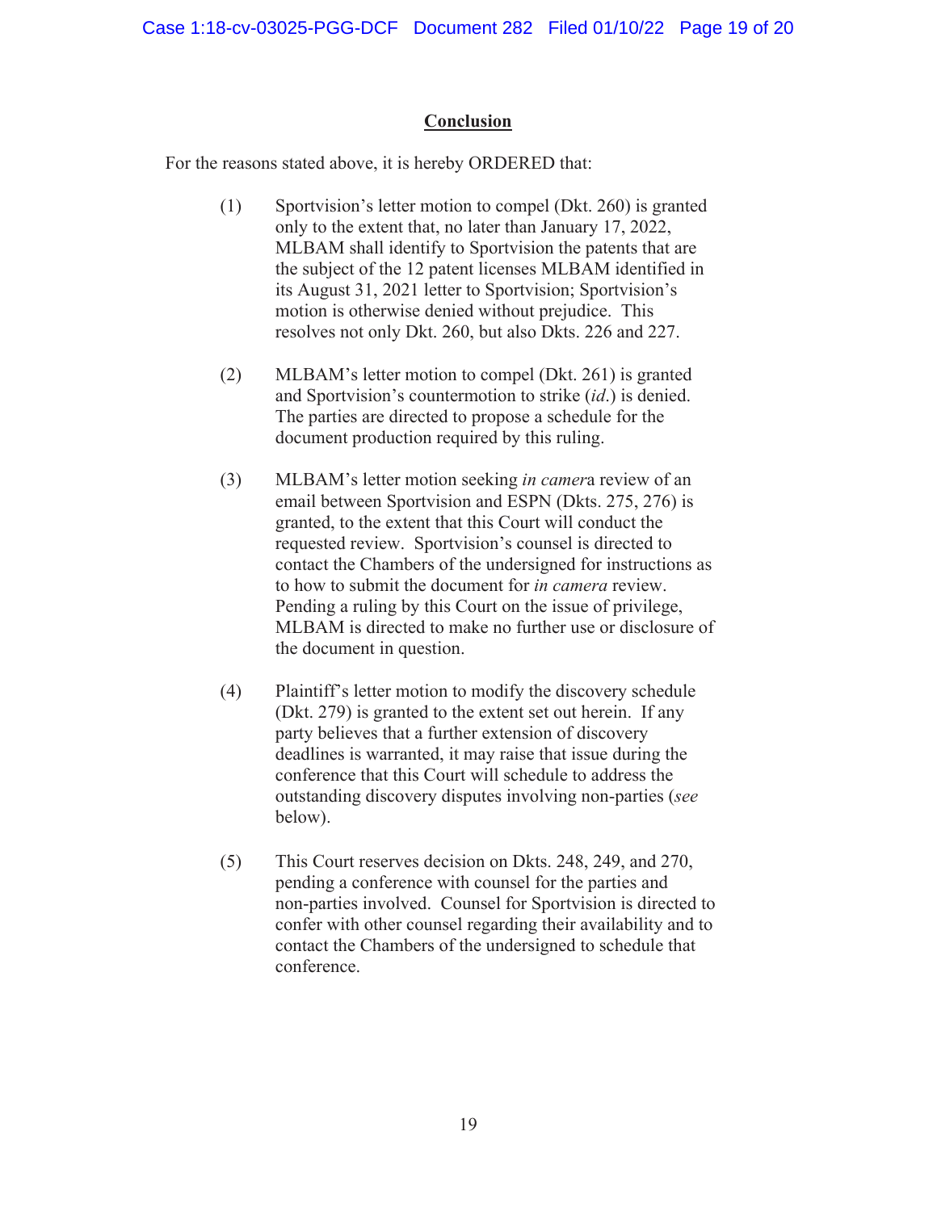## Conclusion

For the reasons stated above, it is hereby ORDERED that:

(1) Sportvision's letter motion to compel (Dkt. 260) is granted only to the extent that, no later than January 17, 2022, MLBAM shall identify to Sportvision the patents that are the subject of the 12 patent licenses MLBAM identified in its August 31, 2021 letter to Sportvision; Sportvision's motion is otherwise denied without prejudice. This resolves not only Dkt. 260, but also Dkts. 226 and 227.

(2) MLBAM's letter motion to compel (Dkt. 261) is granted and Sportvision's countermotion to strike (*id*.) is denied. The parties are directed to propose a schedule for the document production required by this ruling.

(3) MLBAM's letter motion seeking *in camer*a review of an email between Sportvision and ESPN (Dkts. 275, 276) is granted, to the extent that this Court will conduct the requested review. Sportvision's counsel is directed to contact the Chambers of the undersigned for instructions as to how to submit the document for *in camera* review. Pending a ruling by this Court on the issue of privilege, MLBAM is directed to make no further use or disclosure of the document in question.

(4) Plaintiff's letter motion to modify the discovery schedule (Dkt. 279) is granted to the extent set out herein. If any party believes that a further extension of discovery deadlines is warranted, it may raise that issue during the conference that this Court will schedule to address the outstanding discovery disputes involving non-parties (*see* below).

(5) This Court reserves decision on Dkts. 248, 249, and 270, pending a conference with counsel for the parties and non-parties involved. Counsel for Sportvision is directed to confer with other counsel regarding their availability and to contact the Chambers of the undersigned to schedule that conference.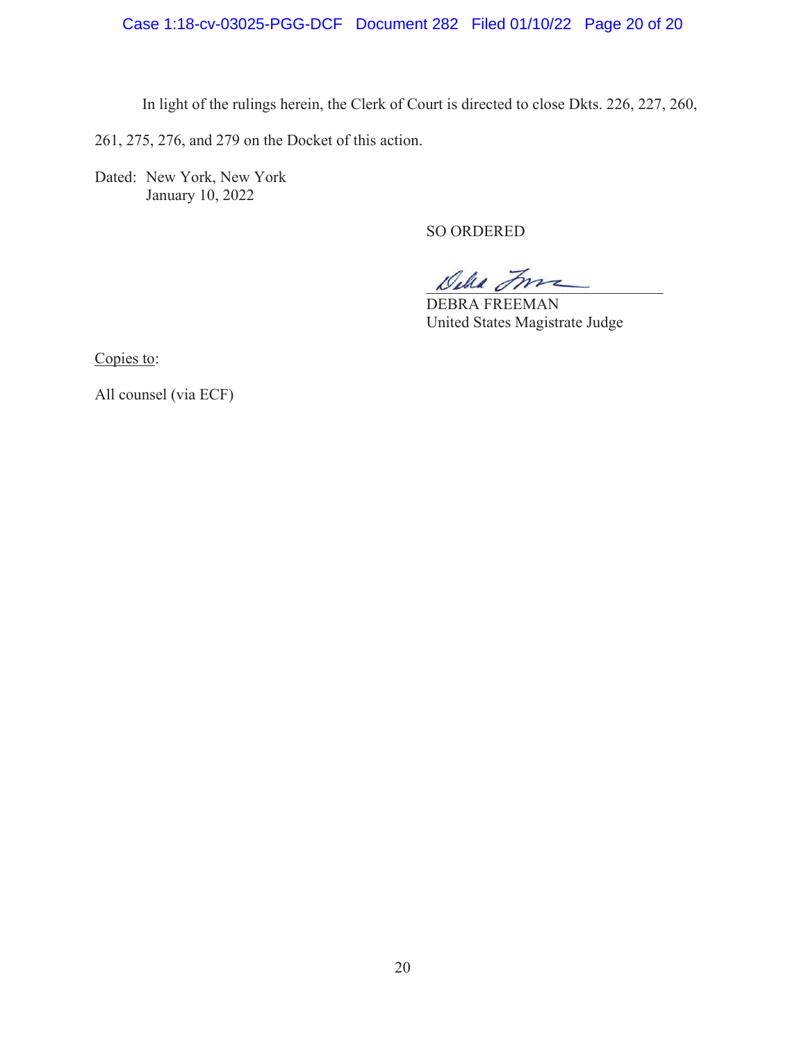In light of the rulings herein, the Clerk of Court is directed to close Dkts. 226, 227, 260, 261, 275, 276, and 279 on the Docket of this action.

Dated: New York, New York
January 10, 2022

SO ORDERED

DEBRA FREEMAN
United States Magistrate Judge

Copies to:

All counsel (via ECF)